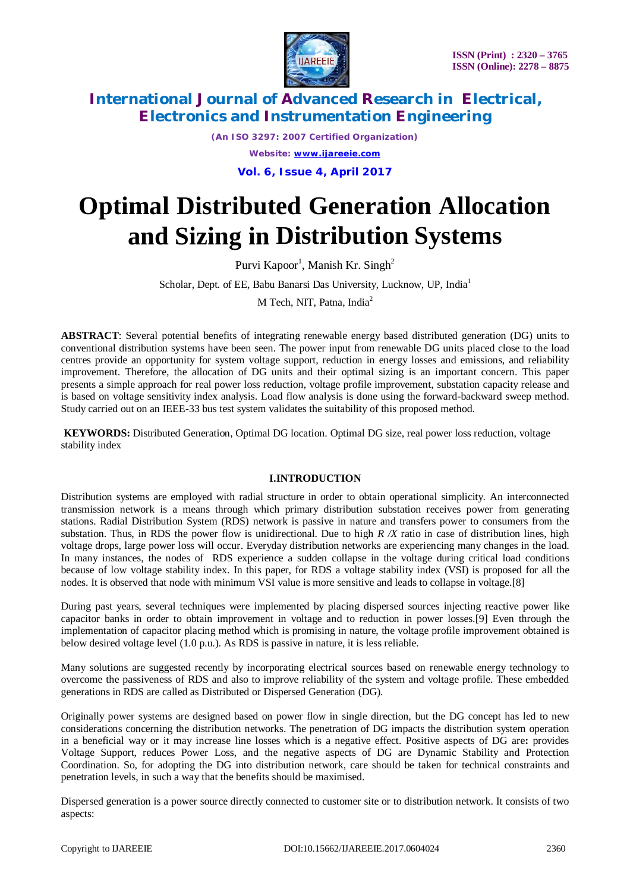# Optimal Distributed Generation Allocation and Sizing in Distribution Systems

Purvi Kapoor[1], Manish Kr. Singh[2]

Scholar, Dept. of EE, Babu Banarsi Das University, Lucknow, UP, India[1]

M Tech, NIT, Patna, India[2]

**ABSTRACT**: Several potential benefits of integrating renewable energy based distributed generation (DG) units to conventional distribution systems have been seen. The power input from renewable DG units placed close to the load centres provide an opportunity for system voltage support, reduction in energy losses and emissions, and reliability improvement. Therefore, the allocation of DG units and their optimal sizing is an important concern. This paper presents a simple approach for real power loss reduction, voltage profile improvement, substation capacity release and is based on voltage sensitivity index analysis. Load flow analysis is done using the forward-backward sweep method. Study carried out on an IEEE-33 bus test system validates the suitability of this proposed method.

**KEYWORDS:** Distributed Generation, Optimal DG location. Optimal DG size, real power loss reduction, voltage stability index

## I.INTRODUCTION

Distribution systems are employed with radial structure in order to obtain operational simplicity. An interconnected transmission network is a means through which primary distribution substation receives power from generating stations. Radial Distribution System (RDS) network is passive in nature and transfers power to consumers from the substation. Thus, in RDS the power flow is unidirectional. Due to high *R /X* ratio in case of distribution lines, high voltage drops, large power loss will occur. Everyday distribution networks are experiencing many changes in the load. In many instances, the nodes of RDS experience a sudden collapse in the voltage during critical load conditions because of low voltage stability index. In this paper, for RDS a voltage stability index (VSI) is proposed for all the nodes. It is observed that node with minimum VSI value is more sensitive and leads to collapse in voltage.[8]

During past years, several techniques were implemented by placing dispersed sources injecting reactive power like capacitor banks in order to obtain improvement in voltage and to reduction in power losses.[9] Even through the implementation of capacitor placing method which is promising in nature, the voltage profile improvement obtained is below desired voltage level (1.0 p.u.). As RDS is passive in nature, it is less reliable.

Many solutions are suggested recently by incorporating electrical sources based on renewable energy technology to overcome the passiveness of RDS and also to improve reliability of the system and voltage profile. These embedded generations in RDS are called as Distributed or Dispersed Generation (DG).

Originally power systems are designed based on power flow in single direction, but the DG concept has led to new considerations concerning the distribution networks. The penetration of DG impacts the distribution system operation in a beneficial way or it may increase line losses which is a negative effect. Positive aspects of DG are**:** provides Voltage Support, reduces Power Loss, and the negative aspects of DG are Dynamic Stability and Protection Coordination. So, for adopting the DG into distribution network, care should be taken for technical constraints and penetration levels, in such a way that the benefits should be maximised.

Dispersed generation is a power source directly connected to customer site or to distribution network. It consists of two aspects: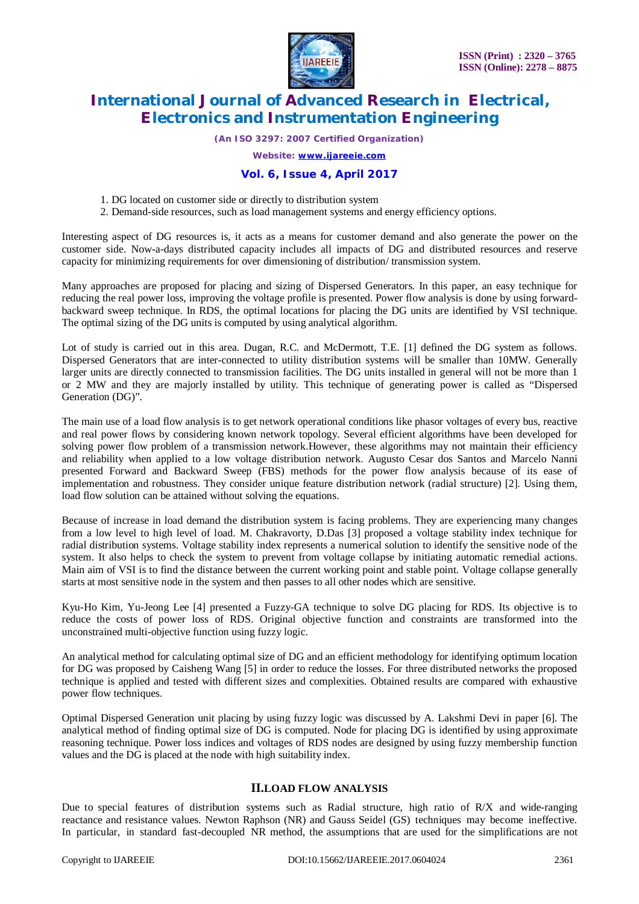1. DG located on customer side or directly to distribution system
2. Demand-side resources, such as load management systems and energy efficiency options.

Interesting aspect of DG resources is, it acts as a means for customer demand and also generate the power on the customer side. Now-a-days distributed capacity includes all impacts of DG and distributed resources and reserve capacity for minimizing requirements for over dimensioning of distribution/ transmission system.

Many approaches are proposed for placing and sizing of Dispersed Generators. In this paper, an easy technique for reducing the real power loss, improving the voltage profile is presented. Power flow analysis is done by using forward-backward sweep technique. In RDS, the optimal locations for placing the DG units are identified by VSI technique. The optimal sizing of the DG units is computed by using analytical algorithm.

Lot of study is carried out in this area. Dugan, R.C. and McDermott, T.E. [1] defined the DG system as follows. Dispersed Generators that are inter-connected to utility distribution systems will be smaller than 10MW. Generally larger units are directly connected to transmission facilities. The DG units installed in general will not be more than 1 or 2 MW and they are majorly installed by utility. This technique of generating power is called as "Dispersed Generation (DG)".

The main use of a load flow analysis is to get network operational conditions like phasor voltages of every bus, reactive and real power flows by considering known network topology. Several efficient algorithms have been developed for solving power flow problem of a transmission network.However, these algorithms may not maintain their efficiency and reliability when applied to a low voltage distribution network. Augusto Cesar dos Santos and Marcelo Nanni presented Forward and Backward Sweep (FBS) methods for the power flow analysis because of its ease of implementation and robustness. They consider unique feature distribution network (radial structure) [2]. Using them, load flow solution can be attained without solving the equations.

Because of increase in load demand the distribution system is facing problems. They are experiencing many changes from a low level to high level of load. M. Chakravorty, D.Das [3] proposed a voltage stability index technique for radial distribution systems. Voltage stability index represents a numerical solution to identify the sensitive node of the system. It also helps to check the system to prevent from voltage collapse by initiating automatic remedial actions. Main aim of VSI is to find the distance between the current working point and stable point. Voltage collapse generally starts at most sensitive node in the system and then passes to all other nodes which are sensitive.

Kyu-Ho Kim, Yu-Jeong Lee [4] presented a Fuzzy-GA technique to solve DG placing for RDS. Its objective is to reduce the costs of power loss of RDS. Original objective function and constraints are transformed into the unconstrained multi-objective function using fuzzy logic.

An analytical method for calculating optimal size of DG and an efficient methodology for identifying optimum location for DG was proposed by Caisheng Wang [5] in order to reduce the losses. For three distributed networks the proposed technique is applied and tested with different sizes and complexities. Obtained results are compared with exhaustive power flow techniques.

Optimal Dispersed Generation unit placing by using fuzzy logic was discussed by A. Lakshmi Devi in paper [6]. The analytical method of finding optimal size of DG is computed. Node for placing DG is identified by using approximate reasoning technique. Power loss indices and voltages of RDS nodes are designed by using fuzzy membership function values and the DG is placed at the node with high suitability index.

## II. LOAD FLOW ANALYSIS

Due to special features of distribution systems such as Radial structure, high ratio of R/X and wide-ranging reactance and resistance values. Newton Raphson (NR) and Gauss Seidel (GS) techniques may become ineffective. In particular, in standard fast-decoupled NR method, the assumptions that are used for the simplifications are not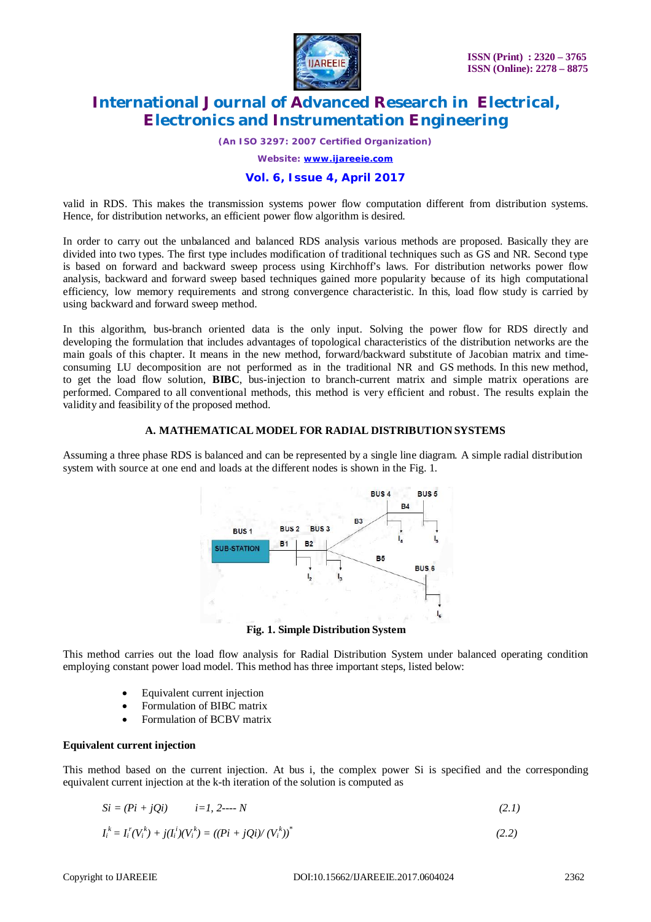valid in RDS. This makes the transmission systems power flow computation different from distribution systems. Hence, for distribution networks, an efficient power flow algorithm is desired.

In order to carry out the unbalanced and balanced RDS analysis various methods are proposed. Basically they are divided into two types. The first type includes modification of traditional techniques such as GS and NR. Second type is based on forward and backward sweep process using Kirchhoff's laws. For distribution networks power flow analysis, backward and forward sweep based techniques gained more popularity because of its high computational efficiency, low memory requirements and strong convergence characteristic. In this, load flow study is carried by using backward and forward sweep method.

In this algorithm, bus-branch oriented data is the only input. Solving the power flow for RDS directly and developing the formulation that includes advantages of topological characteristics of the distribution networks are the main goals of this chapter. It means in the new method, forward/backward substitute of Jacobian matrix and time-consuming LU decomposition are not performed as in the traditional NR and GS methods. In this new method, to get the load flow solution, **BIBC**, bus-injection to branch-current matrix and simple matrix operations are performed. Compared to all conventional methods, this method is very efficient and robust. The results explain the validity and feasibility of the proposed method.

### A. MATHEMATICAL MODEL FOR RADIAL DISTRIBUTION SYSTEMS

Assuming a three phase RDS is balanced and can be represented by a single line diagram. A simple radial distribution system with source at one end and loads at the different nodes is shown in the Fig. 1.

**Fig. 1. Simple Distribution System**

This method carries out the load flow analysis for Radial Distribution System under balanced operating condition employing constant power load model. This method has three important steps, listed below:

- Equivalent current injection
- Formulation of BIBC matrix
- Formulation of BCBV matrix

**Equivalent current injection**

This method based on the current injection. At bus i, the complex power Si is specified and the corresponding equivalent current injection at the k-th iteration of the solution is computed as

$$S_i = (P_i + jQ_i) \qquad i=1, 2\text{----} N \tag{2.1}$$

$$I_i^k = I_i^r(V_i^k) + j(I_i^i)(V_i^k) = ((P_i + jQ_i)/(V_i^k))^* \tag{2.2}$$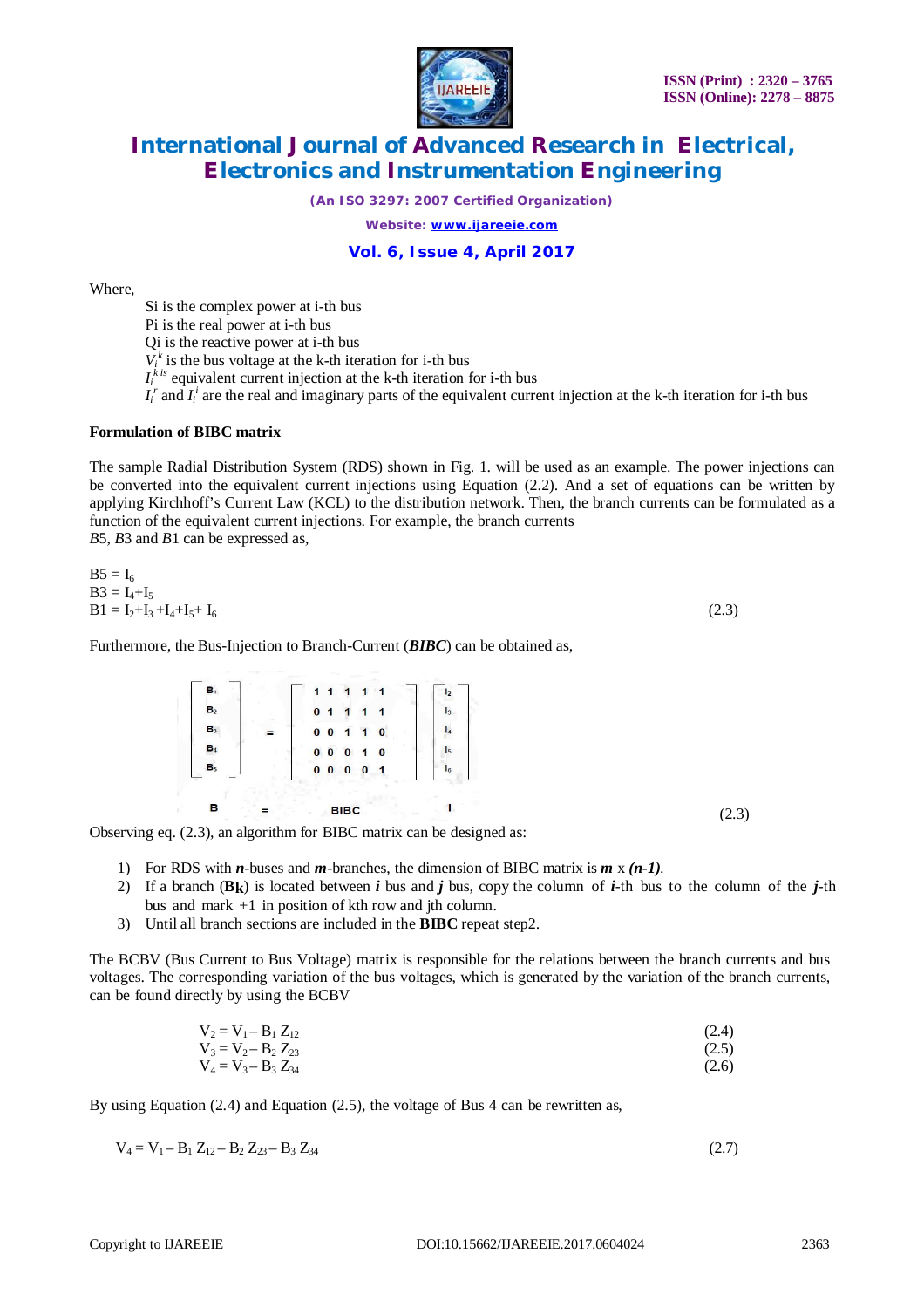Where,

Si is the complex power at i-th bus
Pi is the real power at i-th bus
Qi is the reactive power at i-th bus
$V_i^k$ is the bus voltage at the k-th iteration for i-th bus
$I_i^{k\,is}$ equivalent current injection at the k-th iteration for i-th bus
$I_i^r$ and $I_i^i$ are the real and imaginary parts of the equivalent current injection at the k-th iteration for i-th bus

**Formulation of BIBC matrix**

The sample Radial Distribution System (RDS) shown in Fig. 1. will be used as an example. The power injections can be converted into the equivalent current injections using Equation (2.2). And a set of equations can be written by applying Kirchhoff's Current Law (KCL) to the distribution network. Then, the branch currents can be formulated as a function of the equivalent current injections. For example, the branch currents
*B*5, *B*3 and *B*1 can be expressed as,

$$B5 = I_6$$
$$B3 = I_4+I_5$$
$$B1 = I_2+I_3+I_4+I_5+I_6 \qquad (2.3)$$

Furthermore, the Bus-Injection to Branch-Current (***BIBC***) can be obtained as,

$$\begin{bmatrix} B_1 \\ B_2 \\ B_3 \\ B_4 \\ B_5 \end{bmatrix} = \begin{bmatrix} 1 & 1 & 1 & 1 & 1 \\ 0 & 1 & 1 & 1 & 1 \\ 0 & 0 & 1 & 1 & 0 \\ 0 & 0 & 0 & 1 & 0 \\ 0 & 0 & 0 & 0 & 1 \end{bmatrix} \begin{bmatrix} I_2 \\ I_3 \\ I_4 \\ I_5 \\ I_6 \end{bmatrix}$$

$$B = BIBC \quad I \qquad (2.3)$$

Observing eq. (2.3), an algorithm for BIBC matrix can be designed as:

1) For RDS with ***n***-buses and ***m***-branches, the dimension of BIBC matrix is ***m*** x ***(n-1)***.
2) If a branch (**$B_k$**) is located between ***i*** bus and ***j*** bus, copy the column of ***i***-th bus to the column of the ***j***-th bus and mark +1 in position of kth row and jth column.
3) Until all branch sections are included in the **BIBC** repeat step2.

The BCBV (Bus Current to Bus Voltage) matrix is responsible for the relations between the branch currents and bus voltages. The corresponding variation of the bus voltages, which is generated by the variation of the branch currents, can be found directly by using the BCBV

$$V_2 = V_1 - B_1 Z_{12} \qquad (2.4)$$
$$V_3 = V_2 - B_2 Z_{23} \qquad (2.5)$$
$$V_4 = V_3 - B_3 Z_{34} \qquad (2.6)$$

By using Equation (2.4) and Equation (2.5), the voltage of Bus 4 can be rewritten as,

$$V_4 = V_1 - B_1 Z_{12} - B_2 Z_{23} - B_3 Z_{34} \qquad (2.7)$$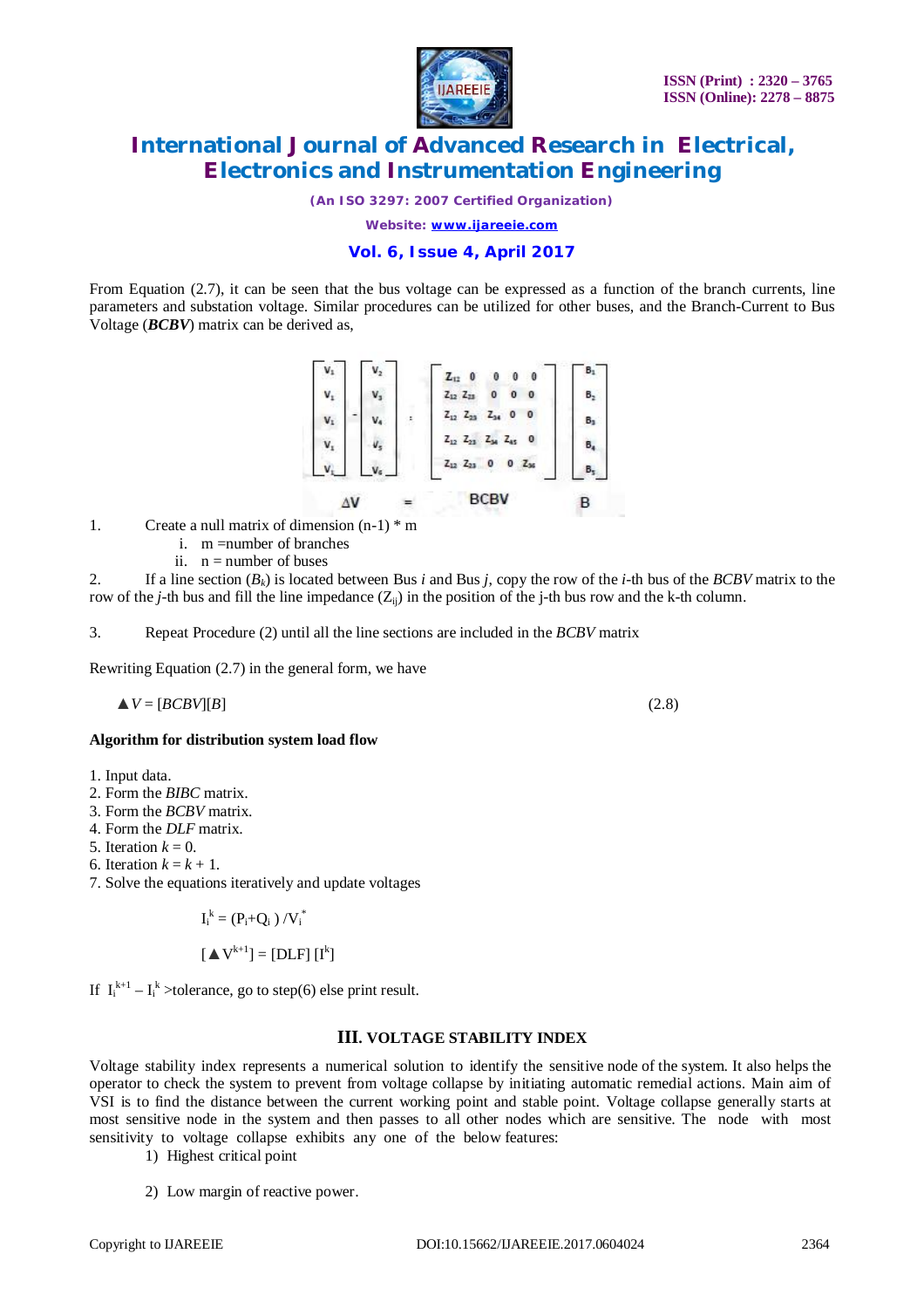From Equation (2.7), it can be seen that the bus voltage can be expressed as a function of the branch currents, line parameters and substation voltage. Similar procedures can be utilized for other buses, and the Branch-Current to Bus Voltage (***BCBV***) matrix can be derived as,

$$\underbrace{\begin{bmatrix} V_1 \\ V_1 \\ V_1 \\ V_1 \\ V_1 \end{bmatrix} - \begin{bmatrix} V_2 \\ V_3 \\ V_4 \\ V_5 \\ V_6 \end{bmatrix}}_{\Delta V} = \underbrace{\begin{bmatrix} Z_{12} & 0 & 0 & 0 & 0 \\ Z_{12} & Z_{23} & 0 & 0 & 0 \\ Z_{12} & Z_{23} & Z_{34} & 0 & 0 \\ Z_{12} & Z_{23} & Z_{34} & Z_{45} & 0 \\ Z_{12} & Z_{23} & 0 & 0 & Z_{36} \end{bmatrix}}_{BCBV} \underbrace{\begin{bmatrix} B_1 \\ B_2 \\ B_3 \\ B_4 \\ B_5 \end{bmatrix}}_{B}$$

1. Create a null matrix of dimension (n-1) * m
   i. m =number of branches
   ii. n = number of buses
2. If a line section ($B_k$) is located between Bus *i* and Bus *j*, copy the row of the *i*-th bus of the *BCBV* matrix to the row of the *j*-th bus and fill the line impedance ($Z_{ij}$) in the position of the j-th bus row and the k-th column.
3. Repeat Procedure (2) until all the line sections are included in the *BCBV* matrix

Rewriting Equation (2.7) in the general form, we have

$$\Delta V = [BCBV][B] \qquad (2.8)$$

**Algorithm for distribution system load flow**

1. Input data.
2. Form the *BIBC* matrix.
3. Form the *BCBV* matrix.
4. Form the *DLF* matrix.
5. Iteration $k = 0$.
6. Iteration $k = k + 1$.
7. Solve the equations iteratively and update voltages

$$I_i^k = (P_i+Q_i)/V_i^*$$

$$[\Delta V^{k+1}] = [DLF][I^k]$$

If $I_i^{k+1} - I_i^k$ >tolerance, go to step(6) else print result.

## III. VOLTAGE STABILITY INDEX

Voltage stability index represents a numerical solution to identify the sensitive node of the system. It also helps the operator to check the system to prevent from voltage collapse by initiating automatic remedial actions. Main aim of VSI is to find the distance between the current working point and stable point. Voltage collapse generally starts at most sensitive node in the system and then passes to all other nodes which are sensitive. The node with most sensitivity to voltage collapse exhibits any one of the below features:

1) Highest critical point

2) Low margin of reactive power.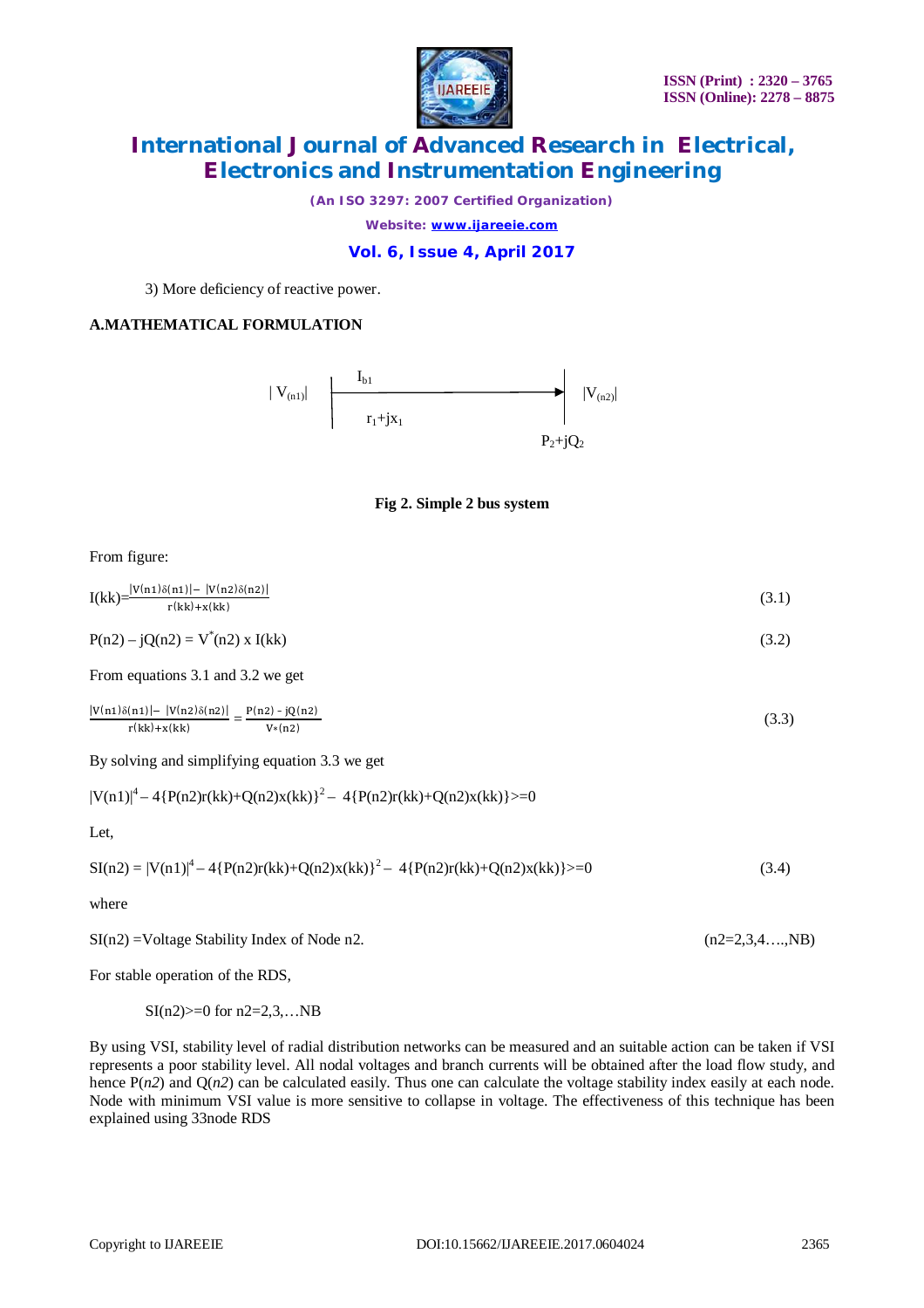3) More deficiency of reactive power.

### A.MATHEMATICAL FORMULATION

$|V_{(n1)}|$ $I_{b1}$ $r_1+jx_1$ $|V_{(n2)}|$ $P_2+jQ_2$

**Fig 2. Simple 2 bus system**

From figure:

$$I(kk)=\frac{|V(n1)\delta(n1)|-|V(n2)\delta(n2)|}{r(kk)+x(kk)} \tag{3.1}$$

$$P(n2) - jQ(n2) = V^{*}(n2) \times I(kk) \tag{3.2}$$

From equations 3.1 and 3.2 we get

$$\frac{|V(n1)\delta(n1)|-|V(n2)\delta(n2)|}{r(kk)+x(kk)} = \frac{P(n2) - jQ(n2)}{V*(n2)} \tag{3.3}$$

By solving and simplifying equation 3.3 we get

$$|V(n1)|^4 - 4\{P(n2)r(kk)+Q(n2)x(kk)\}^2 - 4\{P(n2)r(kk)+Q(n2)x(kk)\}>=0$$

Let,

$$SI(n2) = |V(n1)|^4 - 4\{P(n2)r(kk)+Q(n2)x(kk)\}^2 - 4\{P(n2)r(kk)+Q(n2)x(kk)\}>=0 \tag{3.4}$$

where

SI(n2) =Voltage Stability Index of Node n2. (n2=2,3,4….,NB)

For stable operation of the RDS,

SI(n2)>=0 for n2=2,3,…NB

By using VSI, stability level of radial distribution networks can be measured and an suitable action can be taken if VSI represents a poor stability level. All nodal voltages and branch currents will be obtained after the load flow study, and hence P(*n2*) and Q(*n2*) can be calculated easily. Thus one can calculate the voltage stability index easily at each node. Node with minimum VSI value is more sensitive to collapse in voltage. The effectiveness of this technique has been explained using 33node RDS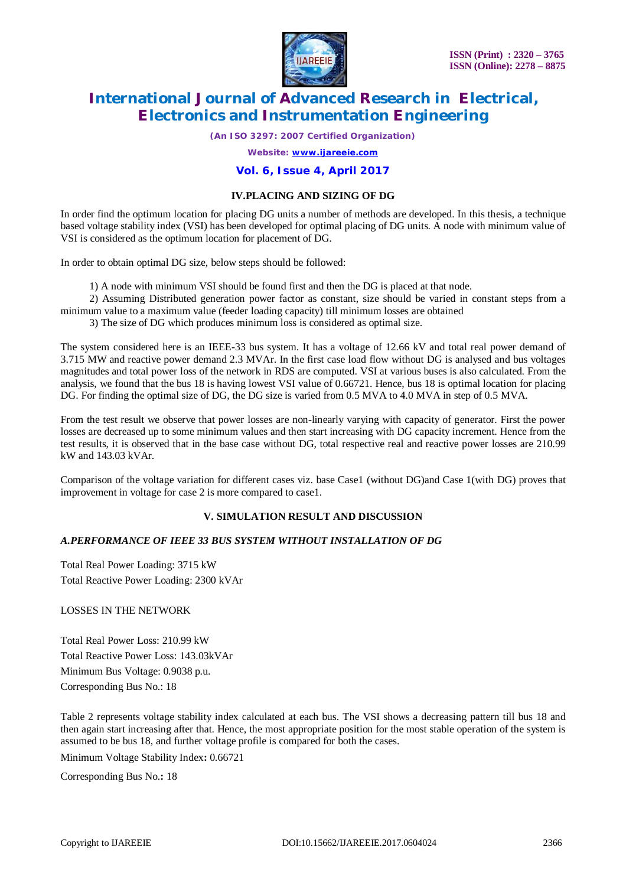## IV.PLACING AND SIZING OF DG

In order find the optimum location for placing DG units a number of methods are developed. In this thesis, a technique based voltage stability index (VSI) has been developed for optimal placing of DG units. A node with minimum value of VSI is considered as the optimum location for placement of DG.

In order to obtain optimal DG size, below steps should be followed:

1) A node with minimum VSI should be found first and then the DG is placed at that node.
2) Assuming Distributed generation power factor as constant, size should be varied in constant steps from a minimum value to a maximum value (feeder loading capacity) till minimum losses are obtained
3) The size of DG which produces minimum loss is considered as optimal size.

The system considered here is an IEEE-33 bus system. It has a voltage of 12.66 kV and total real power demand of 3.715 MW and reactive power demand 2.3 MVAr. In the first case load flow without DG is analysed and bus voltages magnitudes and total power loss of the network in RDS are computed. VSI at various buses is also calculated. From the analysis, we found that the bus 18 is having lowest VSI value of 0.66721. Hence, bus 18 is optimal location for placing DG. For finding the optimal size of DG, the DG size is varied from 0.5 MVA to 4.0 MVA in step of 0.5 MVA.

From the test result we observe that power losses are non-linearly varying with capacity of generator. First the power losses are decreased up to some minimum values and then start increasing with DG capacity increment. Hence from the test results, it is observed that in the base case without DG, total respective real and reactive power losses are 210.99 kW and 143.03 kVAr.

Comparison of the voltage variation for different cases viz. base Case1 (without DG)and Case 1(with DG) proves that improvement in voltage for case 2 is more compared to case1.

## V. SIMULATION RESULT AND DISCUSSION

### *A.PERFORMANCE OF IEEE 33 BUS SYSTEM WITHOUT INSTALLATION OF DG*

Total Real Power Loading: 3715 kW
Total Reactive Power Loading: 2300 kVAr

LOSSES IN THE NETWORK

Total Real Power Loss: 210.99 kW
Total Reactive Power Loss: 143.03kVAr
Minimum Bus Voltage: 0.9038 p.u.
Corresponding Bus No.: 18

Table 2 represents voltage stability index calculated at each bus. The VSI shows a decreasing pattern till bus 18 and then again start increasing after that. Hence, the most appropriate position for the most stable operation of the system is assumed to be bus 18, and further voltage profile is compared for both the cases.

Minimum Voltage Stability Index**:** 0.66721

Corresponding Bus No.**:** 18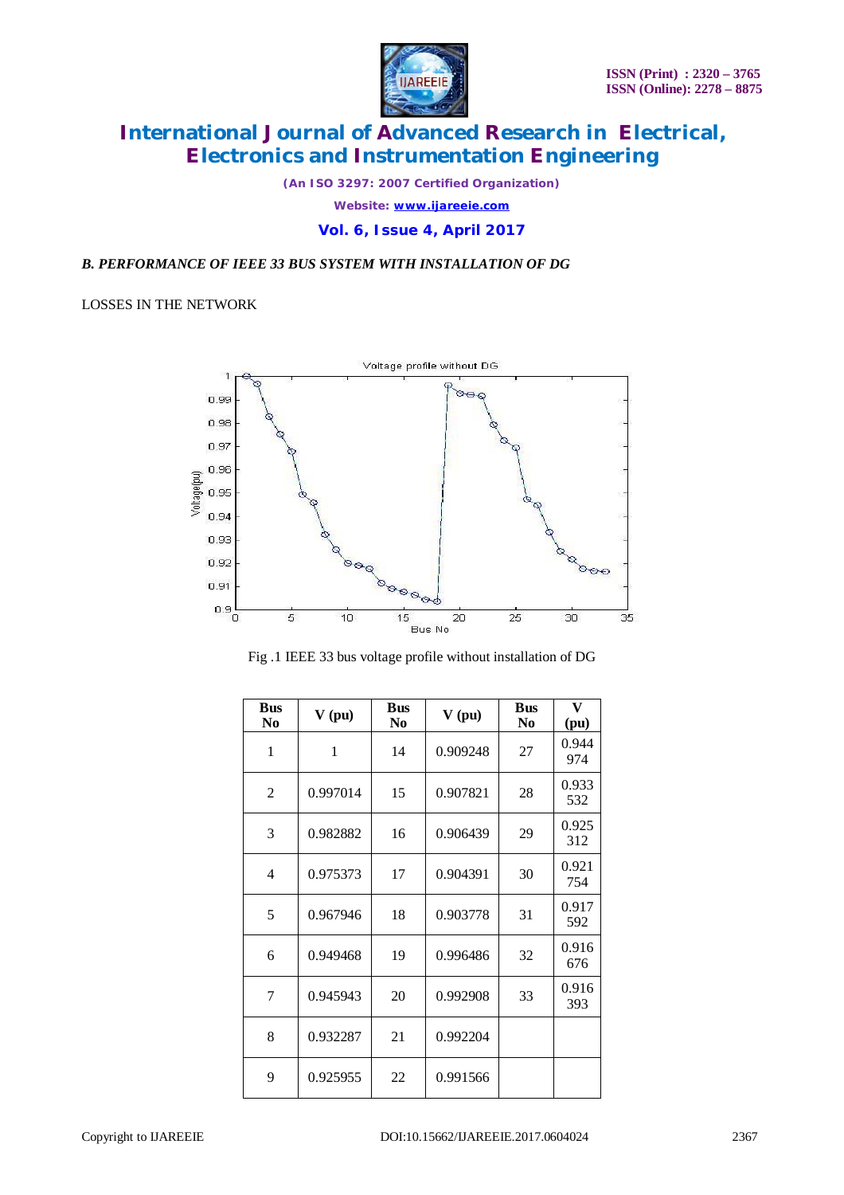*B. PERFORMANCE OF IEEE 33 BUS SYSTEM WITH INSTALLATION OF DG*

LOSSES IN THE NETWORK

Fig .1 IEEE 33 bus voltage profile without installation of DG

| Bus No | V (pu) | Bus No | V (pu) | Bus No | V (pu) |
|---|---|---|---|---|---|
| 1 | 1 | 14 | 0.909248 | 27 | 0.944974 |
| 2 | 0.997014 | 15 | 0.907821 | 28 | 0.933532 |
| 3 | 0.982882 | 16 | 0.906439 | 29 | 0.925312 |
| 4 | 0.975373 | 17 | 0.904391 | 30 | 0.921754 |
| 5 | 0.967946 | 18 | 0.903778 | 31 | 0.917592 |
| 6 | 0.949468 | 19 | 0.996486 | 32 | 0.916676 |
| 7 | 0.945943 | 20 | 0.992908 | 33 | 0.916393 |
| 8 | 0.932287 | 21 | 0.992204 | | |
| 9 | 0.925955 | 22 | 0.991566 | | |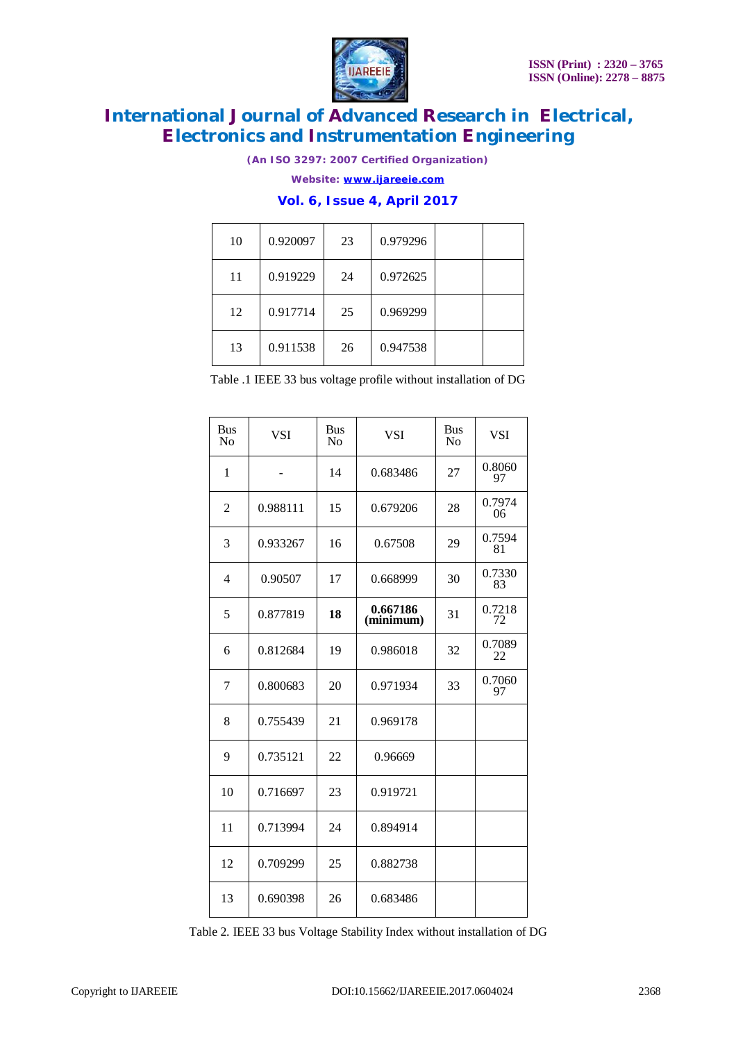| 10 | 0.920097 | 23 | 0.979296 | | |
|---|---|---|---|---|---|
| 11 | 0.919229 | 24 | 0.972625 | | |
| 12 | 0.917714 | 25 | 0.969299 | | |
| 13 | 0.911538 | 26 | 0.947538 | | |

Table .1 IEEE 33 bus voltage profile without installation of DG

| Bus No | VSI | Bus No | VSI | Bus No | VSI |
|---|---|---|---|---|---|
| 1 | - | 14 | 0.683486 | 27 | 0.806097 |
| 2 | 0.988111 | 15 | 0.679206 | 28 | 0.797406 |
| 3 | 0.933267 | 16 | 0.67508 | 29 | 0.759481 |
| 4 | 0.90507 | 17 | 0.668999 | 30 | 0.733083 |
| 5 | 0.877819 | **18** | **0.667186 (minimum)** | 31 | 0.721872 |
| 6 | 0.812684 | 19 | 0.986018 | 32 | 0.708922 |
| 7 | 0.800683 | 20 | 0.971934 | 33 | 0.706097 |
| 8 | 0.755439 | 21 | 0.969178 | | |
| 9 | 0.735121 | 22 | 0.96669 | | |
| 10 | 0.716697 | 23 | 0.919721 | | |
| 11 | 0.713994 | 24 | 0.894914 | | |
| 12 | 0.709299 | 25 | 0.882738 | | |
| 13 | 0.690398 | 26 | 0.683486 | | |

Table 2. IEEE 33 bus Voltage Stability Index without installation of DG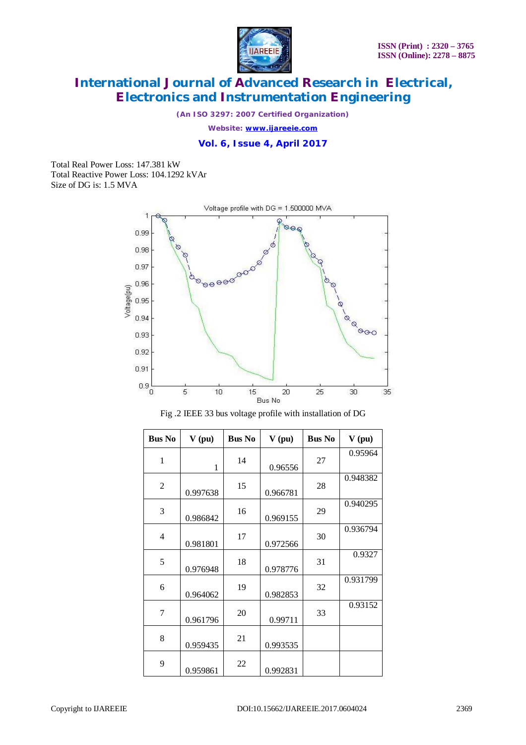Total Real Power Loss: 147.381 kW
Total Reactive Power Loss: 104.1292 kVAr
Size of DG is: 1.5 MVA

Fig .2 IEEE 33 bus voltage profile with installation of DG

| Bus No | V (pu) | Bus No | V (pu) | Bus No | V (pu) |
|---|---|---|---|---|---|
| 1 | 1 | 14 | 0.96556 | 27 | 0.95964 |
| 2 | 0.997638 | 15 | 0.966781 | 28 | 0.948382 |
| 3 | 0.986842 | 16 | 0.969155 | 29 | 0.940295 |
| 4 | 0.981801 | 17 | 0.972566 | 30 | 0.936794 |
| 5 | 0.976948 | 18 | 0.978776 | 31 | 0.9327 |
| 6 | 0.964062 | 19 | 0.982853 | 32 | 0.931799 |
| 7 | 0.961796 | 20 | 0.99711 | 33 | 0.93152 |
| 8 | 0.959435 | 21 | 0.993535 | | |
| 9 | 0.959861 | 22 | 0.992831 | | |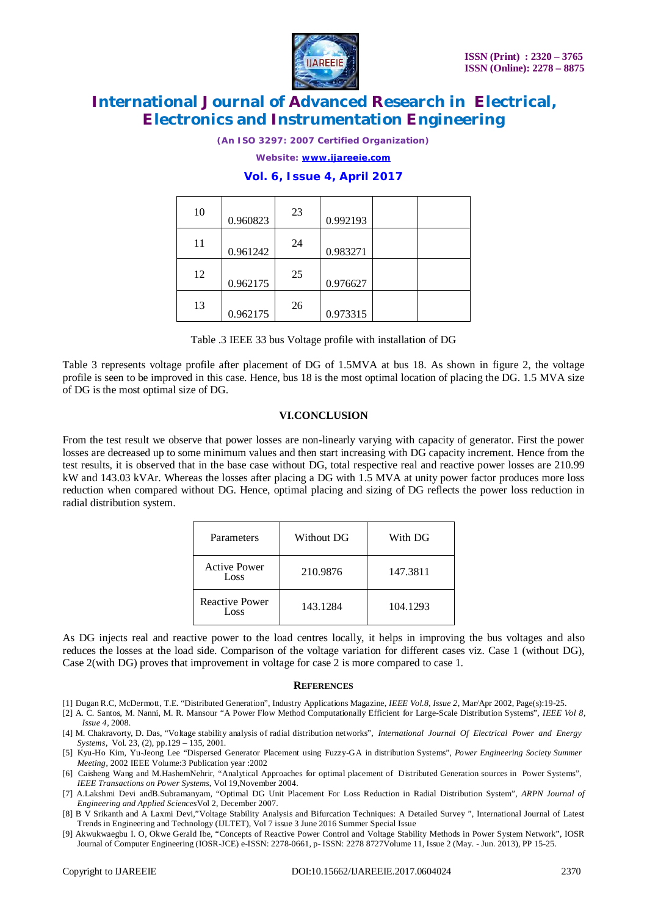| | | | | | |
|---|---|---|---|---|---|
| 10 | 0.960823 | 23 | 0.992193 | | |
| 11 | 0.961242 | 24 | 0.983271 | | |
| 12 | 0.962175 | 25 | 0.976627 | | |
| 13 | 0.962175 | 26 | 0.973315 | | |

Table .3 IEEE 33 bus Voltage profile with installation of DG

Table 3 represents voltage profile after placement of DG of 1.5MVA at bus 18. As shown in figure 2, the voltage profile is seen to be improved in this case. Hence, bus 18 is the most optimal location of placing the DG. 1.5 MVA size of DG is the most optimal size of DG.

## VI.CONCLUSION

From the test result we observe that power losses are non-linearly varying with capacity of generator. First the power losses are decreased up to some minimum values and then start increasing with DG capacity increment. Hence from the test results, it is observed that in the base case without DG, total respective real and reactive power losses are 210.99 kW and 143.03 kVAr. Whereas the losses after placing a DG with 1.5 MVA at unity power factor produces more loss reduction when compared without DG. Hence, optimal placing and sizing of DG reflects the power loss reduction in radial distribution system.

| Parameters | Without DG | With DG |
|---|---|---|
| Active Power Loss | 210.9876 | 147.3811 |
| Reactive Power Loss | 143.1284 | 104.1293 |

As DG injects real and reactive power to the load centres locally, it helps in improving the bus voltages and also reduces the losses at the load side. Comparison of the voltage variation for different cases viz. Case 1 (without DG), Case 2(with DG) proves that improvement in voltage for case 2 is more compared to case 1.

## REFERENCES

[1] Dugan R.C, McDermott, T.E. "Distributed Generation", Industry Applications Magazine, *IEEE Vol.8, Issue 2*, Mar/Apr 2002, Page(s):19-25.

[2] A. C. Santos, M. Nanni, M. R. Mansour "A Power Flow Method Computationally Efficient for Large-Scale Distribution Systems", *IEEE Vol 8, Issue 4*, 2008.

[4] M. Chakravorty, D. Das, "Voltage stability analysis of radial distribution networks", *International Journal Of Electrical Power and Energy Systems*, Vol. 23, (2), pp.129 – 135, 2001.

[5] Kyu-Ho Kim, Yu-Jeong Lee "Dispersed Generator Placement using Fuzzy-GA in distribution Systems", *Power Engineering Society Summer Meeting*, 2002 IEEE Volume:3 Publication year :2002

[6] Caisheng Wang and M.HashemNehrir, "Analytical Approaches for optimal placement of Distributed Generation sources in Power Systems", *IEEE Transactions on Power Systems*, Vol 19,November 2004.

[7] A.Lakshmi Devi andB.Subramanyam, "Optimal DG Unit Placement For Loss Reduction in Radial Distribution System", *ARPN Journal of Engineering and Applied Sciences*Vol 2, December 2007.

[8] B V Srikanth and A Laxmi Devi,"Voltage Stability Analysis and Bifurcation Techniques: A Detailed Survey ", International Journal of Latest Trends in Engineering and Technology (IJLTET), Vol 7 issue 3 June 2016 Summer Special Issue

[9] Akwukwaegbu I. O, Okwe Gerald Ibe, "Concepts of Reactive Power Control and Voltage Stability Methods in Power System Network", IOSR Journal of Computer Engineering (IOSR-JCE) e-ISSN: 2278-0661, p- ISSN: 2278 8727Volume 11, Issue 2 (May. - Jun. 2013), PP 15-25.